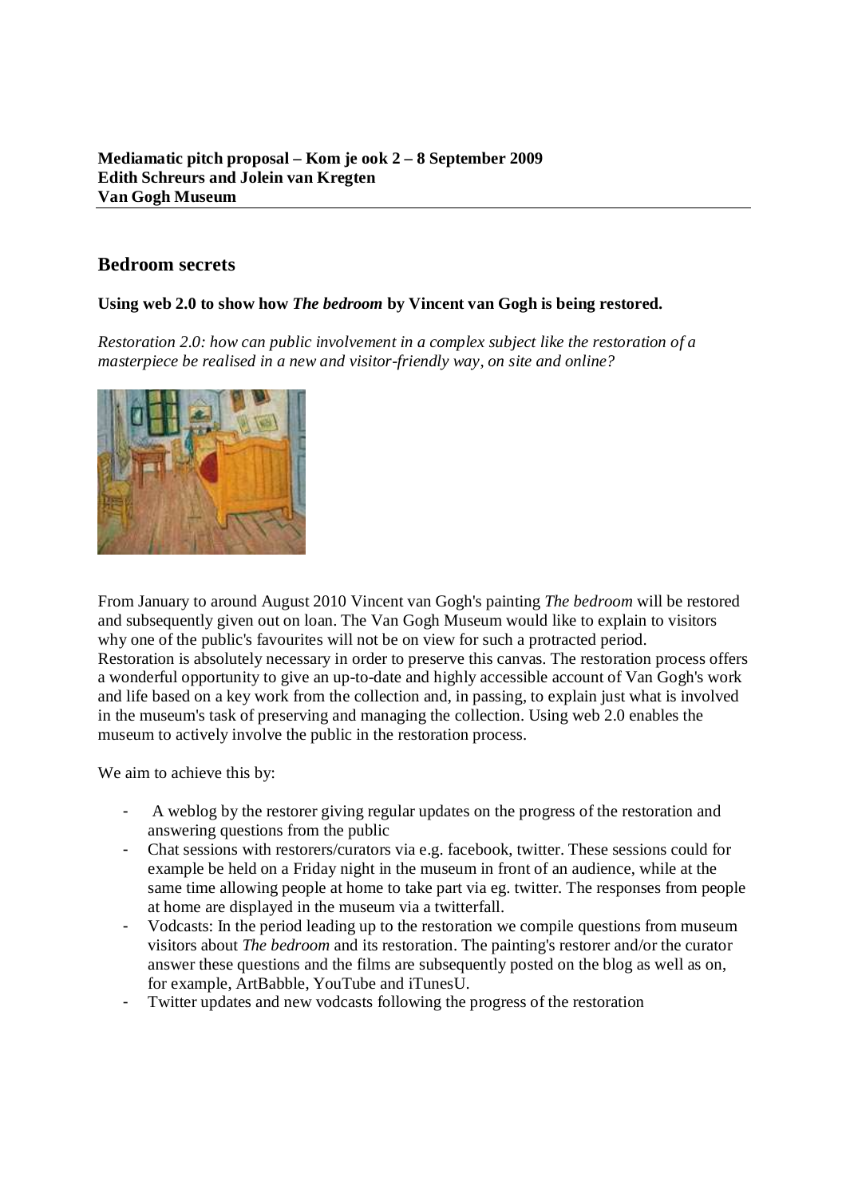**Mediamatic pitch proposal – Kom je ook 2 – 8 September 2009**
**Edith Schreurs and Jolein van Kregten**
**Van Gogh Museum**

---

## Bedroom secrets

**Using web 2.0 to show how *The bedroom* by Vincent van Gogh is being restored.**

*Restoration 2.0: how can public involvement in a complex subject like the restoration of a masterpiece be realised in a new and visitor-friendly way, on site and online?*

From January to around August 2010 Vincent van Gogh's painting *The bedroom* will be restored and subsequently given out on loan. The Van Gogh Museum would like to explain to visitors why one of the public's favourites will not be on view for such a protracted period. Restoration is absolutely necessary in order to preserve this canvas. The restoration process offers a wonderful opportunity to give an up-to-date and highly accessible account of Van Gogh's work and life based on a key work from the collection and, in passing, to explain just what is involved in the museum's task of preserving and managing the collection. Using web 2.0 enables the museum to actively involve the public in the restoration process.

We aim to achieve this by:

- A weblog by the restorer giving regular updates on the progress of the restoration and answering questions from the public
- Chat sessions with restorers/curators via e.g. facebook, twitter. These sessions could for example be held on a Friday night in the museum in front of an audience, while at the same time allowing people at home to take part via eg. twitter. The responses from people at home are displayed in the museum via a twitterfall.
- Vodcasts: In the period leading up to the restoration we compile questions from museum visitors about *The bedroom* and its restoration. The painting's restorer and/or the curator answer these questions and the films are subsequently posted on the blog as well as on, for example, ArtBabble, YouTube and iTunesU.
- Twitter updates and new vodcasts following the progress of the restoration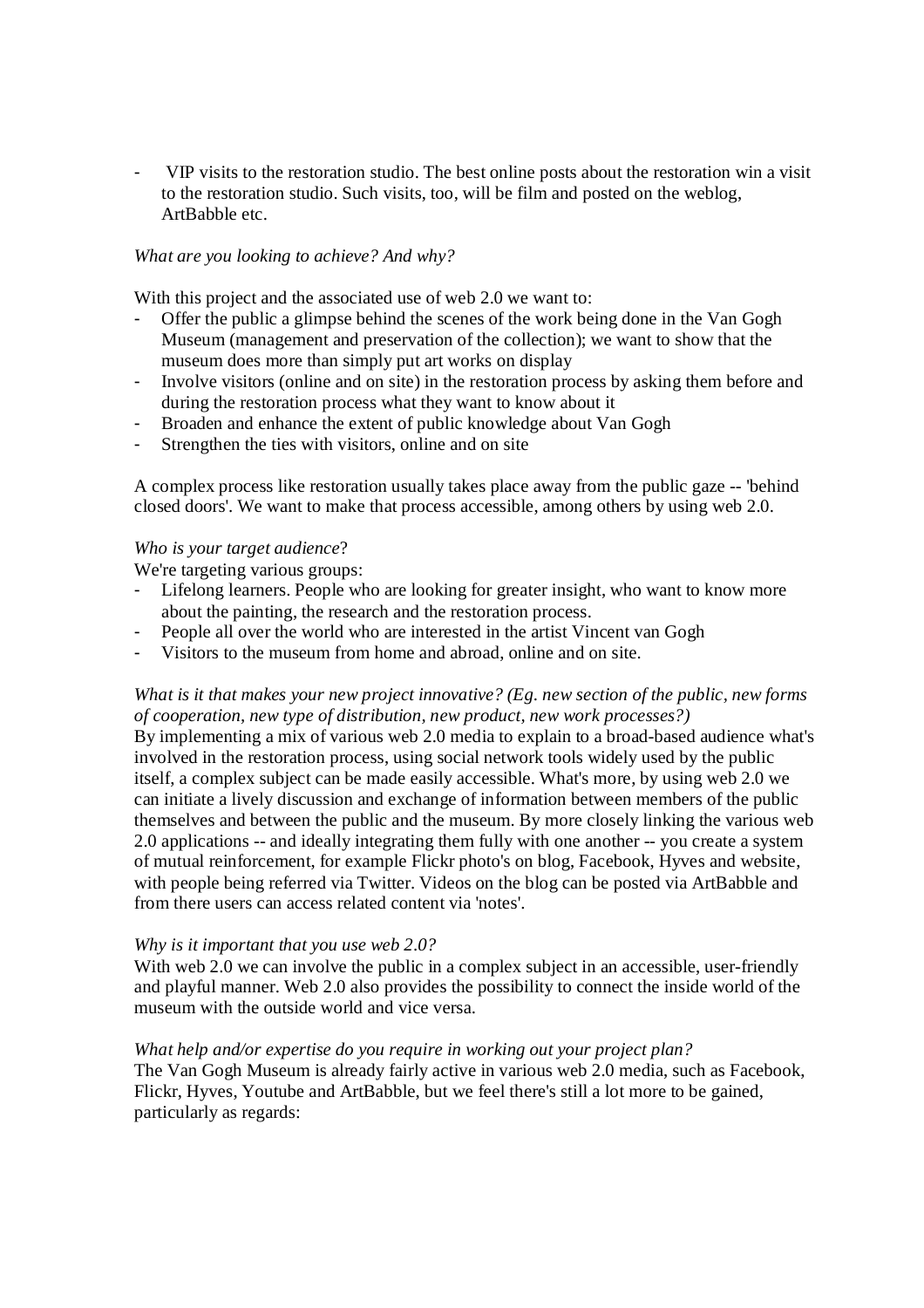- VIP visits to the restoration studio. The best online posts about the restoration win a visit to the restoration studio. Such visits, too, will be film and posted on the weblog, ArtBabble etc.

*What are you looking to achieve? And why?*

With this project and the associated use of web 2.0 we want to:

- Offer the public a glimpse behind the scenes of the work being done in the Van Gogh Museum (management and preservation of the collection); we want to show that the museum does more than simply put art works on display
- Involve visitors (online and on site) in the restoration process by asking them before and during the restoration process what they want to know about it
- Broaden and enhance the extent of public knowledge about Van Gogh
- Strengthen the ties with visitors, online and on site

A complex process like restoration usually takes place away from the public gaze -- 'behind closed doors'. We want to make that process accessible, among others by using web 2.0.

*Who is your target audience*?

We're targeting various groups:

- Lifelong learners. People who are looking for greater insight, who want to know more about the painting, the research and the restoration process.
- People all over the world who are interested in the artist Vincent van Gogh
- Visitors to the museum from home and abroad, online and on site.

*What is it that makes your new project innovative? (Eg. new section of the public, new forms of cooperation, new type of distribution, new product, new work processes?)*

By implementing a mix of various web 2.0 media to explain to a broad-based audience what's involved in the restoration process, using social network tools widely used by the public itself, a complex subject can be made easily accessible. What's more, by using web 2.0 we can initiate a lively discussion and exchange of information between members of the public themselves and between the public and the museum. By more closely linking the various web 2.0 applications -- and ideally integrating them fully with one another -- you create a system of mutual reinforcement, for example Flickr photo's on blog, Facebook, Hyves and website, with people being referred via Twitter. Videos on the blog can be posted via ArtBabble and from there users can access related content via 'notes'.

*Why is it important that you use web 2.0?*

With web 2.0 we can involve the public in a complex subject in an accessible, user-friendly and playful manner. Web 2.0 also provides the possibility to connect the inside world of the museum with the outside world and vice versa.

*What help and/or expertise do you require in working out your project plan?*

The Van Gogh Museum is already fairly active in various web 2.0 media, such as Facebook, Flickr, Hyves, Youtube and ArtBabble, but we feel there's still a lot more to be gained, particularly as regards: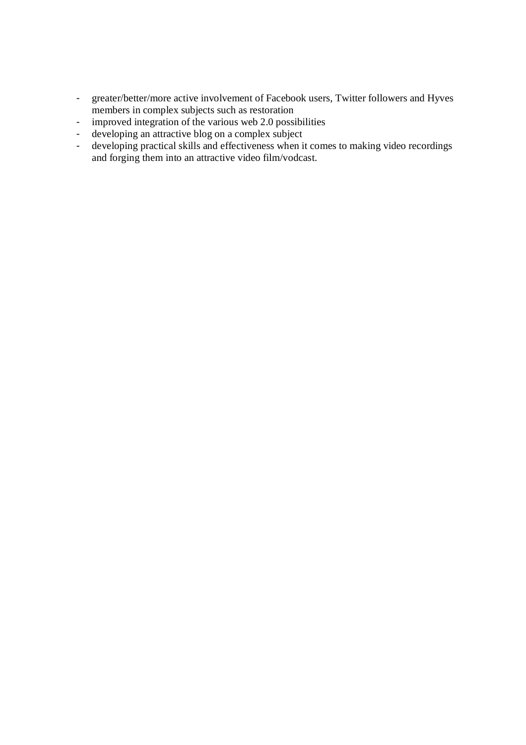- greater/better/more active involvement of Facebook users, Twitter followers and Hyves members in complex subjects such as restoration
- improved integration of the various web 2.0 possibilities
- developing an attractive blog on a complex subject
- developing practical skills and effectiveness when it comes to making video recordings and forging them into an attractive video film/vodcast.